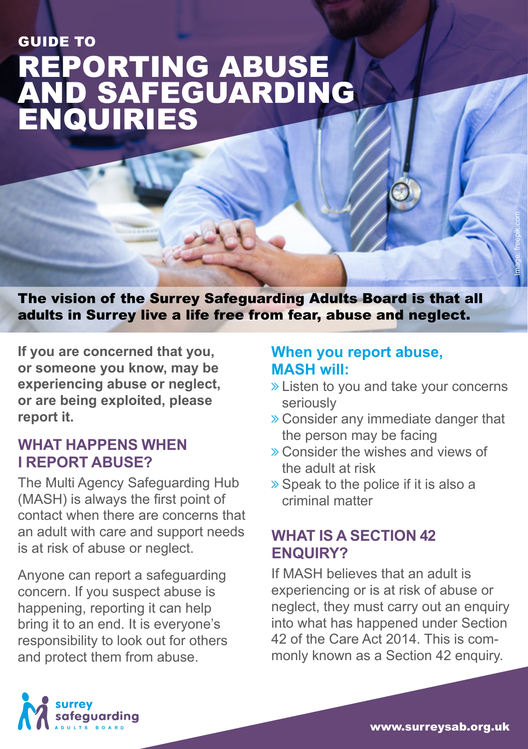GUIDE TO

# REPORTING ABUSE AND SAFEGUARDING ENQUIRIES

Image: freepik.com

**The vision of the Surrey Safeguarding Adults Board is that all adults in Surrey live a life free from fear, abuse and neglect.**

**If you are concerned that you, or someone you know, may be experiencing abuse or neglect, or are being exploited, please report it.**

## WHAT HAPPENS WHEN I REPORT ABUSE?

The Multi Agency Safeguarding Hub (MASH) is always the first point of contact when there are concerns that an adult with care and support needs is at risk of abuse or neglect.

Anyone can report a safeguarding concern. If you suspect abuse is happening, reporting it can help bring it to an end. It is everyone's responsibility to look out for others and protect them from abuse.

## When you report abuse, MASH will:

- Listen to you and take your concerns seriously
- Consider any immediate danger that the person may be facing
- Consider the wishes and views of the adult at risk
- Speak to the police if it is also a criminal matter

## WHAT IS A SECTION 42 ENQUIRY?

If MASH believes that an adult is experiencing or is at risk of abuse or neglect, they must carry out an enquiry into what has happened under Section 42 of the Care Act 2014. This is commonly known as a Section 42 enquiry.

surrey safeguarding ADULTS BOARD

www.surreysab.org.uk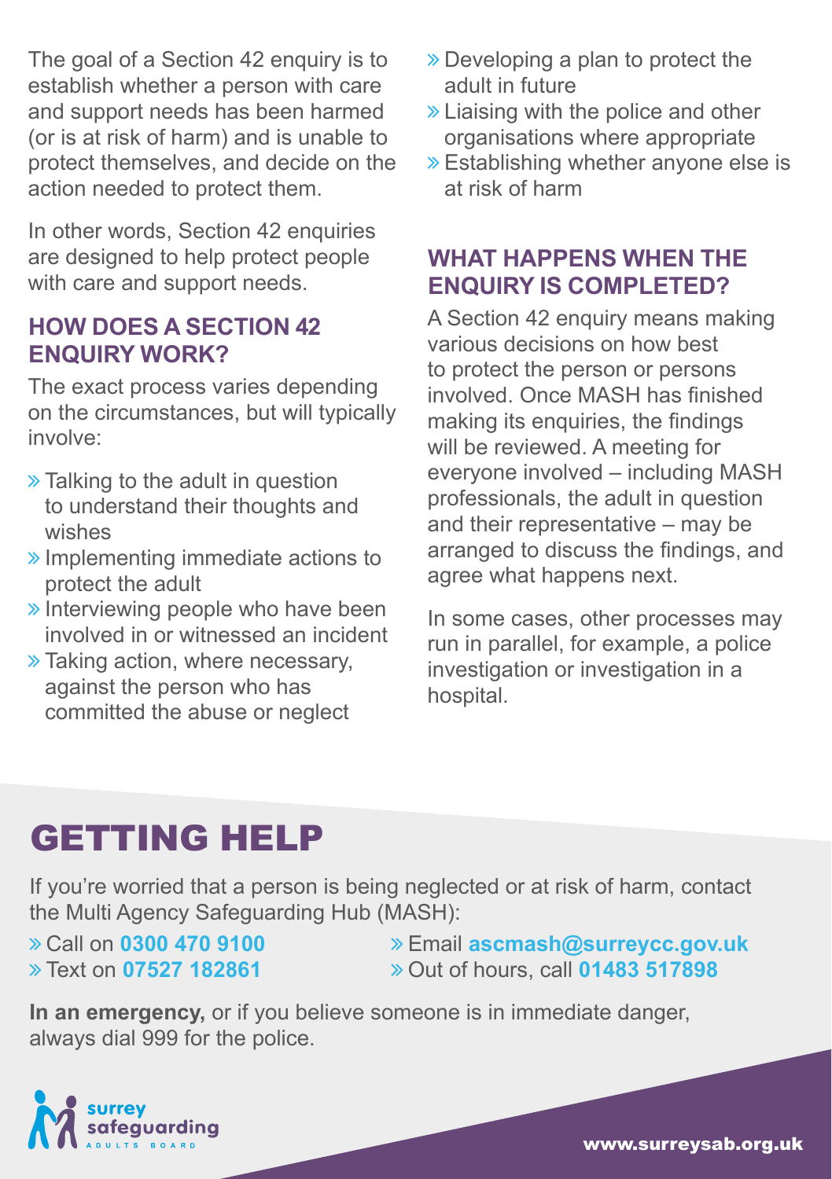The goal of a Section 42 enquiry is to establish whether a person with care and support needs has been harmed (or is at risk of harm) and is unable to protect themselves, and decide on the action needed to protect them.

In other words, Section 42 enquiries are designed to help protect people with care and support needs.

### HOW DOES A SECTION 42 ENQUIRY WORK?

The exact process varies depending on the circumstances, but will typically involve:

- Talking to the adult in question to understand their thoughts and wishes
- Implementing immediate actions to protect the adult
- Interviewing people who have been involved in or witnessed an incident
- Taking action, where necessary, against the person who has committed the abuse or neglect
- Developing a plan to protect the adult in future
- Liaising with the police and other organisations where appropriate
- Establishing whether anyone else is at risk of harm

### WHAT HAPPENS WHEN THE ENQUIRY IS COMPLETED?

A Section 42 enquiry means making various decisions on how best to protect the person or persons involved. Once MASH has finished making its enquiries, the findings will be reviewed. A meeting for everyone involved – including MASH professionals, the adult in question and their representative – may be arranged to discuss the findings, and agree what happens next.

In some cases, other processes may run in parallel, for example, a police investigation or investigation in a hospital.

## GETTING HELP

If you're worried that a person is being neglected or at risk of harm, contact the Multi Agency Safeguarding Hub (MASH):

- Call on **0300 470 9100**
- Text on **07527 182861**
- Email **ascmash@surreycc.gov.uk**
- Out of hours, call **01483 517898**

**In an emergency,** or if you believe someone is in immediate danger, always dial 999 for the police.

surrey safeguarding ADULTS BOARD

www.surreysab.org.uk